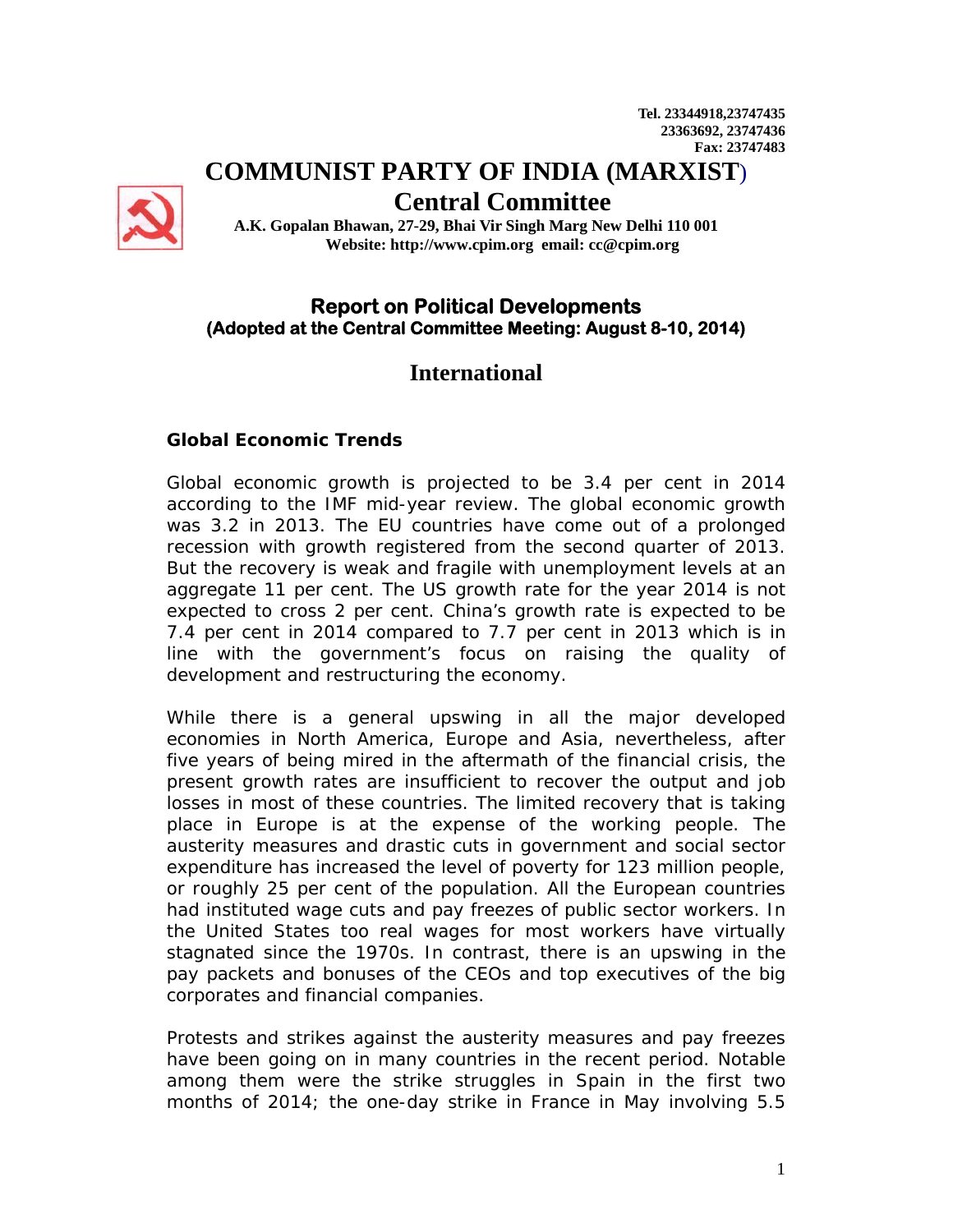Tel. 23344918,23747435
23363692, 23747436
Fax: 23747483

# COMMUNIST PARTY OF INDIA (MARXIST)

## Central Committee

**A.K. Gopalan Bhawan, 27-29, Bhai Vir Singh Marg New Delhi 110 001**
**Website: http://www.cpim.org email: cc@cpim.org**

## Report on Political Developments
**(Adopted at the Central Committee Meeting: August 8-10, 2014)**

## International

### Global Economic Trends

Global economic growth is projected to be 3.4 per cent in 2014 according to the IMF mid-year review. The global economic growth was 3.2 in 2013. The EU countries have come out of a prolonged recession with growth registered from the second quarter of 2013. But the recovery is weak and fragile with unemployment levels at an aggregate 11 per cent. The US growth rate for the year 2014 is not expected to cross 2 per cent. China's growth rate is expected to be 7.4 per cent in 2014 compared to 7.7 per cent in 2013 which is in line with the government's focus on raising the quality of development and restructuring the economy.

While there is a general upswing in all the major developed economies in North America, Europe and Asia, nevertheless, after five years of being mired in the aftermath of the financial crisis, the present growth rates are insufficient to recover the output and job losses in most of these countries. The limited recovery that is taking place in Europe is at the expense of the working people. The austerity measures and drastic cuts in government and social sector expenditure has increased the level of poverty for 123 million people, or roughly 25 per cent of the population. All the European countries had instituted wage cuts and pay freezes of public sector workers. In the United States too real wages for most workers have virtually stagnated since the 1970s. In contrast, there is an upswing in the pay packets and bonuses of the CEOs and top executives of the big corporates and financial companies.

Protests and strikes against the austerity measures and pay freezes have been going on in many countries in the recent period. Notable among them were the strike struggles in Spain in the first two months of 2014; the one-day strike in France in May involving 5.5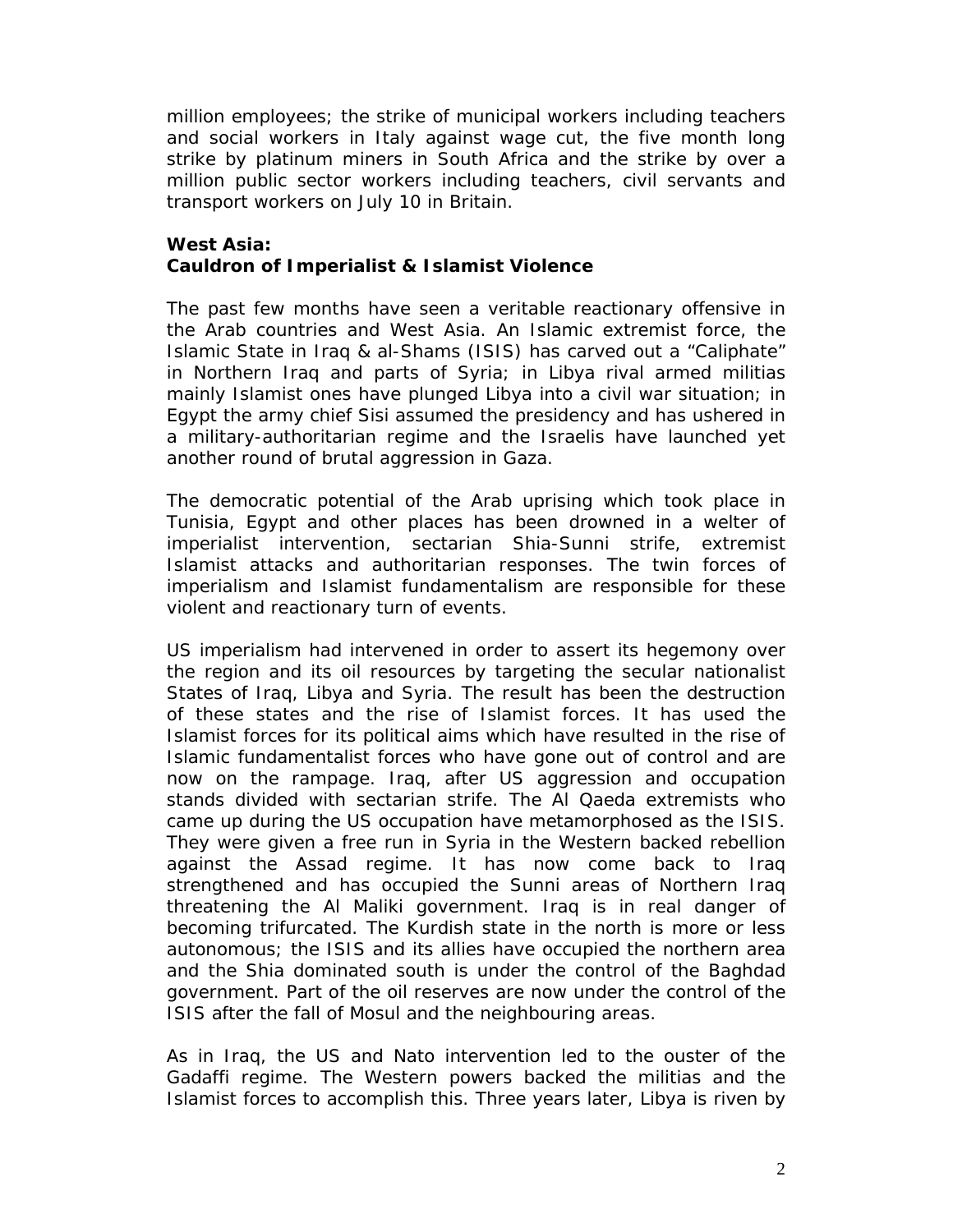million employees; the strike of municipal workers including teachers and social workers in Italy against wage cut, the five month long strike by platinum miners in South Africa and the strike by over a million public sector workers including teachers, civil servants and transport workers on July 10 in Britain.

**West Asia:**
**Cauldron of Imperialist & Islamist Violence**

The past few months have seen a veritable reactionary offensive in the Arab countries and West Asia. An Islamic extremist force, the Islamic State in Iraq & al-Shams (ISIS) has carved out a "Caliphate" in Northern Iraq and parts of Syria; in Libya rival armed militias mainly Islamist ones have plunged Libya into a civil war situation; in Egypt the army chief Sisi assumed the presidency and has ushered in a military-authoritarian regime and the Israelis have launched yet another round of brutal aggression in Gaza.

The democratic potential of the Arab uprising which took place in Tunisia, Egypt and other places has been drowned in a welter of imperialist intervention, sectarian Shia-Sunni strife, extremist Islamist attacks and authoritarian responses. The twin forces of imperialism and Islamist fundamentalism are responsible for these violent and reactionary turn of events.

US imperialism had intervened in order to assert its hegemony over the region and its oil resources by targeting the secular nationalist States of Iraq, Libya and Syria. The result has been the destruction of these states and the rise of Islamist forces. It has used the Islamist forces for its political aims which have resulted in the rise of Islamic fundamentalist forces who have gone out of control and are now on the rampage. Iraq, after US aggression and occupation stands divided with sectarian strife. The Al Qaeda extremists who came up during the US occupation have metamorphosed as the ISIS. They were given a free run in Syria in the Western backed rebellion against the Assad regime. It has now come back to Iraq strengthened and has occupied the Sunni areas of Northern Iraq threatening the Al Maliki government. Iraq is in real danger of becoming trifurcated. The Kurdish state in the north is more or less autonomous; the ISIS and its allies have occupied the northern area and the Shia dominated south is under the control of the Baghdad government. Part of the oil reserves are now under the control of the ISIS after the fall of Mosul and the neighbouring areas.

As in Iraq, the US and Nato intervention led to the ouster of the Gadaffi regime. The Western powers backed the militias and the Islamist forces to accomplish this. Three years later, Libya is riven by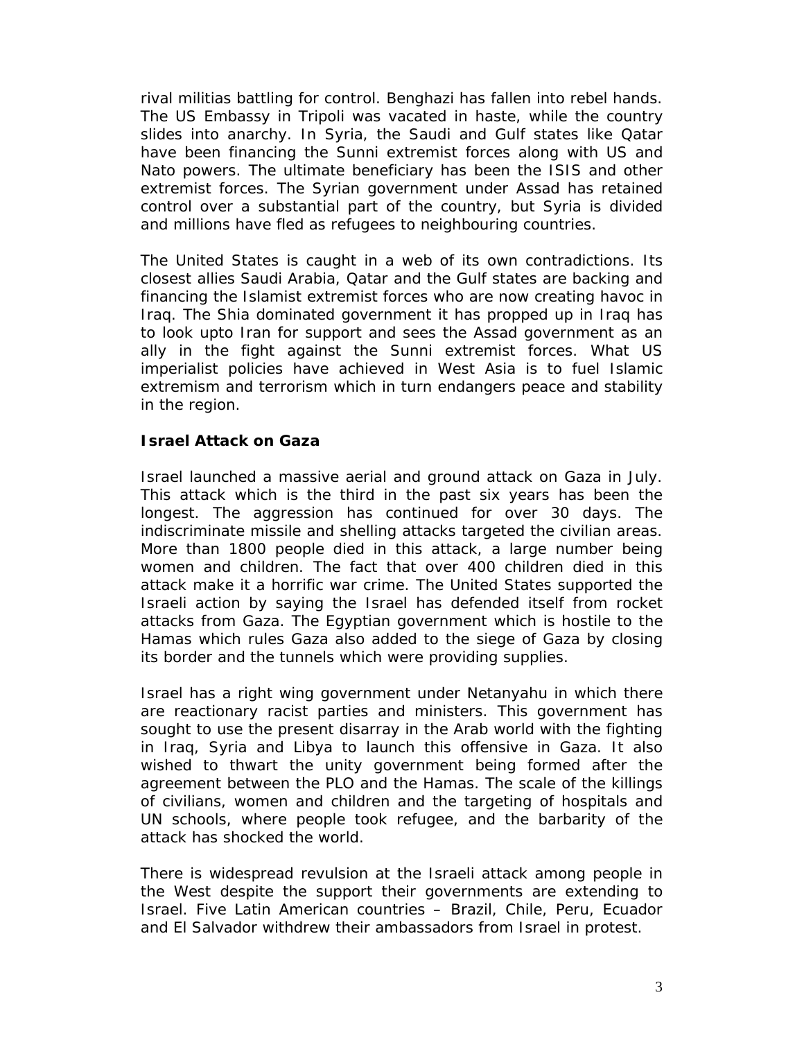rival militias battling for control. Benghazi has fallen into rebel hands. The US Embassy in Tripoli was vacated in haste, while the country slides into anarchy. In Syria, the Saudi and Gulf states like Qatar have been financing the Sunni extremist forces along with US and Nato powers. The ultimate beneficiary has been the ISIS and other extremist forces. The Syrian government under Assad has retained control over a substantial part of the country, but Syria is divided and millions have fled as refugees to neighbouring countries.

The United States is caught in a web of its own contradictions. Its closest allies Saudi Arabia, Qatar and the Gulf states are backing and financing the Islamist extremist forces who are now creating havoc in Iraq. The Shia dominated government it has propped up in Iraq has to look upto Iran for support and sees the Assad government as an ally in the fight against the Sunni extremist forces. What US imperialist policies have achieved in West Asia is to fuel Islamic extremism and terrorism which in turn endangers peace and stability in the region.

**Israel Attack on Gaza**

Israel launched a massive aerial and ground attack on Gaza in July. This attack which is the third in the past six years has been the longest. The aggression has continued for over 30 days. The indiscriminate missile and shelling attacks targeted the civilian areas. More than 1800 people died in this attack, a large number being women and children. The fact that over 400 children died in this attack make it a horrific war crime. The United States supported the Israeli action by saying the Israel has defended itself from rocket attacks from Gaza. The Egyptian government which is hostile to the Hamas which rules Gaza also added to the siege of Gaza by closing its border and the tunnels which were providing supplies.

Israel has a right wing government under Netanyahu in which there are reactionary racist parties and ministers. This government has sought to use the present disarray in the Arab world with the fighting in Iraq, Syria and Libya to launch this offensive in Gaza. It also wished to thwart the unity government being formed after the agreement between the PLO and the Hamas. The scale of the killings of civilians, women and children and the targeting of hospitals and UN schools, where people took refugee, and the barbarity of the attack has shocked the world.

There is widespread revulsion at the Israeli attack among people in the West despite the support their governments are extending to Israel. Five Latin American countries – Brazil, Chile, Peru, Ecuador and El Salvador withdrew their ambassadors from Israel in protest.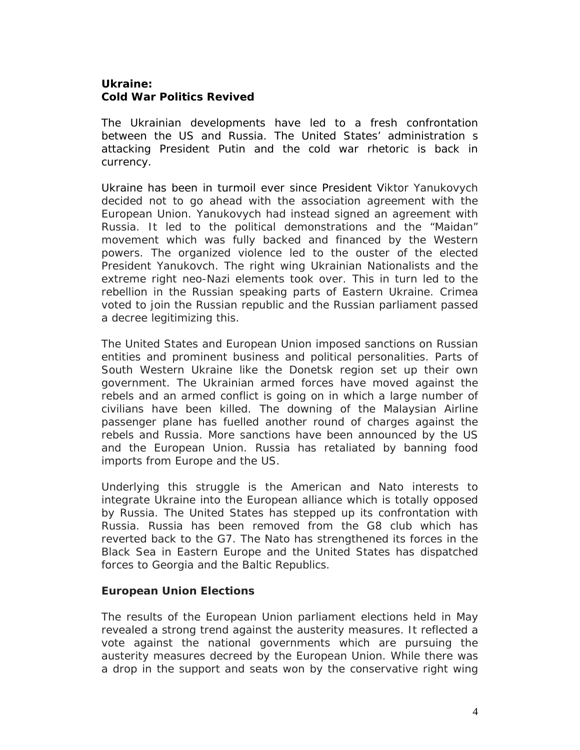**Ukraine:**
**Cold War Politics Revived**

The Ukrainian developments have led to a fresh confrontation between the US and Russia. The United States' administration s attacking President Putin and the cold war rhetoric is back in currency.

Ukraine has been in turmoil ever since President Viktor Yanukovych decided not to go ahead with the association agreement with the European Union. Yanukovych had instead signed an agreement with Russia. It led to the political demonstrations and the "Maidan" movement which was fully backed and financed by the Western powers. The organized violence led to the ouster of the elected President Yanukovch. The right wing Ukrainian Nationalists and the extreme right neo-Nazi elements took over. This in turn led to the rebellion in the Russian speaking parts of Eastern Ukraine. Crimea voted to join the Russian republic and the Russian parliament passed a decree legitimizing this.

The United States and European Union imposed sanctions on Russian entities and prominent business and political personalities. Parts of South Western Ukraine like the Donetsk region set up their own government. The Ukrainian armed forces have moved against the rebels and an armed conflict is going on in which a large number of civilians have been killed. The downing of the Malaysian Airline passenger plane has fuelled another round of charges against the rebels and Russia. More sanctions have been announced by the US and the European Union. Russia has retaliated by banning food imports from Europe and the US.

Underlying this struggle is the American and Nato interests to integrate Ukraine into the European alliance which is totally opposed by Russia. The United States has stepped up its confrontation with Russia. Russia has been removed from the G8 club which has reverted back to the G7. The Nato has strengthened its forces in the Black Sea in Eastern Europe and the United States has dispatched forces to Georgia and the Baltic Republics.

**European Union Elections**

The results of the European Union parliament elections held in May revealed a strong trend against the austerity measures. It reflected a vote against the national governments which are pursuing the austerity measures decreed by the European Union. While there was a drop in the support and seats won by the conservative right wing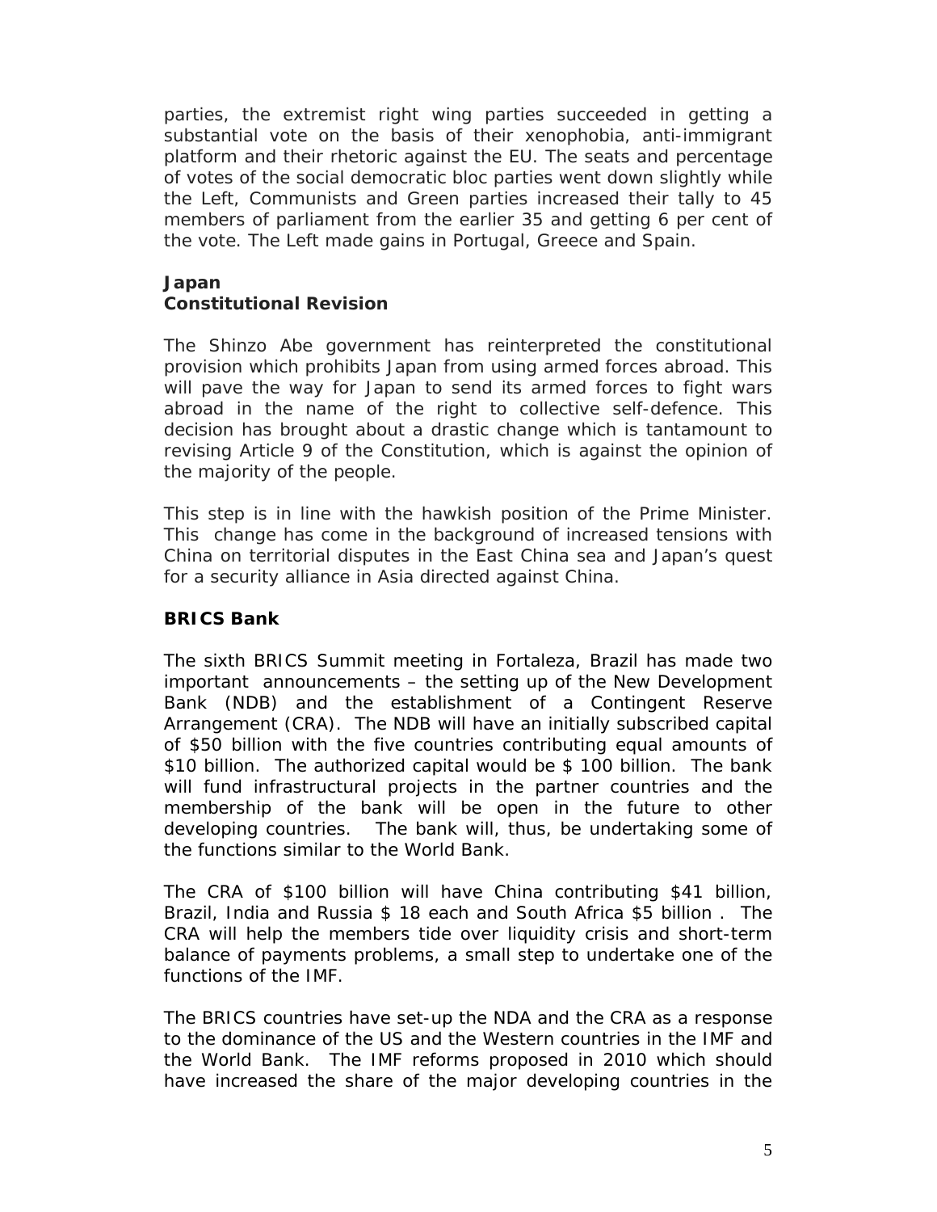parties, the extremist right wing parties succeeded in getting a substantial vote on the basis of their xenophobia, anti-immigrant platform and their rhetoric against the EU. The seats and percentage of votes of the social democratic bloc parties went down slightly while the Left, Communists and Green parties increased their tally to 45 members of parliament from the earlier 35 and getting 6 per cent of the vote. The Left made gains in Portugal, Greece and Spain.

## Japan

### Constitutional Revision

The Shinzo Abe government has reinterpreted the constitutional provision which prohibits Japan from using armed forces abroad. This will pave the way for Japan to send its armed forces to fight wars abroad in the name of the right to collective self-defence. This decision has brought about a drastic change which is tantamount to revising Article 9 of the Constitution, which is against the opinion of the majority of the people.

This step is in line with the hawkish position of the Prime Minister. This change has come in the background of increased tensions with China on territorial disputes in the East China sea and Japan's quest for a security alliance in Asia directed against China.

## BRICS Bank

The sixth BRICS Summit meeting in Fortaleza, Brazil has made two important announcements – the setting up of the New Development Bank (NDB) and the establishment of a Contingent Reserve Arrangement (CRA). The NDB will have an initially subscribed capital of $50 billion with the five countries contributing equal amounts of $10 billion. The authorized capital would be $ 100 billion. The bank will fund infrastructural projects in the partner countries and the membership of the bank will be open in the future to other developing countries. The bank will, thus, be undertaking some of the functions similar to the World Bank.

The CRA of $100 billion will have China contributing $41 billion, Brazil, India and Russia $ 18 each and South Africa $5 billion . The CRA will help the members tide over liquidity crisis and short-term balance of payments problems, a small step to undertake one of the functions of the IMF.

The BRICS countries have set-up the NDA and the CRA as a response to the dominance of the US and the Western countries in the IMF and the World Bank. The IMF reforms proposed in 2010 which should have increased the share of the major developing countries in the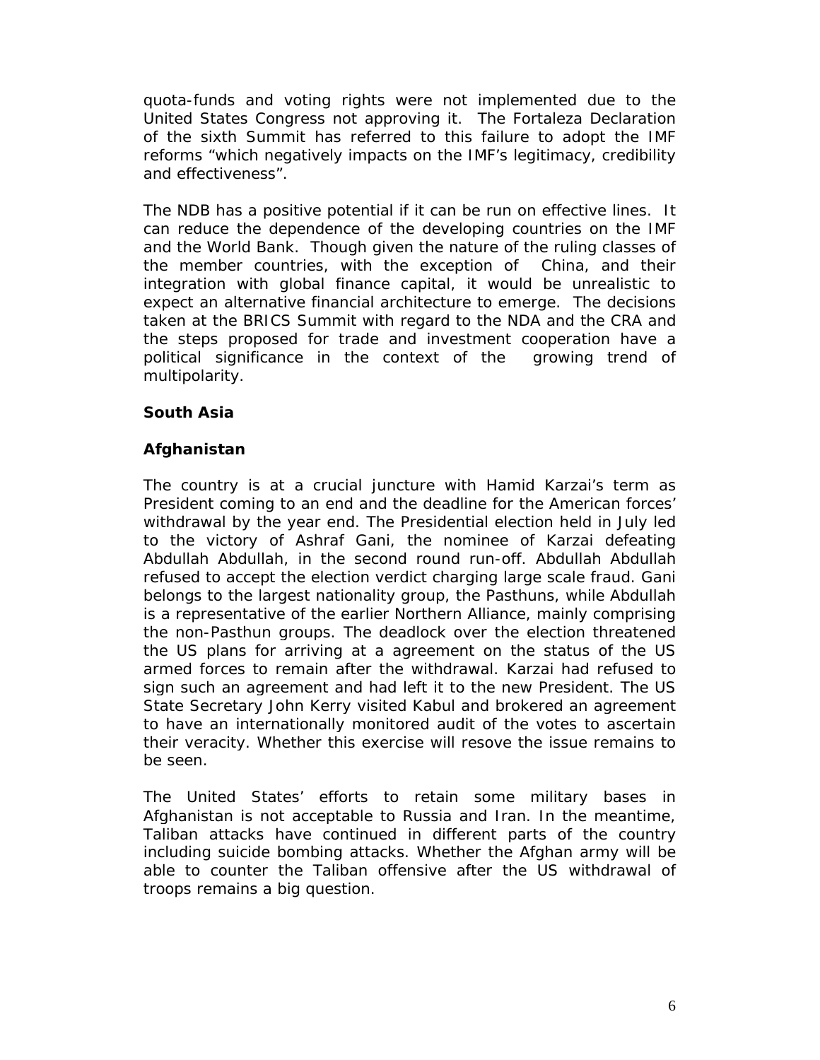quota-funds and voting rights were not implemented due to the United States Congress not approving it. The Fortaleza Declaration of the sixth Summit has referred to this failure to adopt the IMF reforms "which negatively impacts on the IMF's legitimacy, credibility and effectiveness".

The NDB has a positive potential if it can be run on effective lines. It can reduce the dependence of the developing countries on the IMF and the World Bank. Though given the nature of the ruling classes of the member countries, with the exception of China, and their integration with global finance capital, it would be unrealistic to expect an alternative financial architecture to emerge. The decisions taken at the BRICS Summit with regard to the NDA and the CRA and the steps proposed for trade and investment cooperation have a political significance in the context of the growing trend of multipolarity.

**South Asia**

**Afghanistan**

The country is at a crucial juncture with Hamid Karzai's term as President coming to an end and the deadline for the American forces' withdrawal by the year end. The Presidential election held in July led to the victory of Ashraf Gani, the nominee of Karzai defeating Abdullah Abdullah, in the second round run-off. Abdullah Abdullah refused to accept the election verdict charging large scale fraud. Gani belongs to the largest nationality group, the Pasthuns, while Abdullah is a representative of the earlier Northern Alliance, mainly comprising the non-Pasthun groups. The deadlock over the election threatened the US plans for arriving at a agreement on the status of the US armed forces to remain after the withdrawal. Karzai had refused to sign such an agreement and had left it to the new President. The US State Secretary John Kerry visited Kabul and brokered an agreement to have an internationally monitored audit of the votes to ascertain their veracity. Whether this exercise will resove the issue remains to be seen.

The United States' efforts to retain some military bases in Afghanistan is not acceptable to Russia and Iran. In the meantime, Taliban attacks have continued in different parts of the country including suicide bombing attacks. Whether the Afghan army will be able to counter the Taliban offensive after the US withdrawal of troops remains a big question.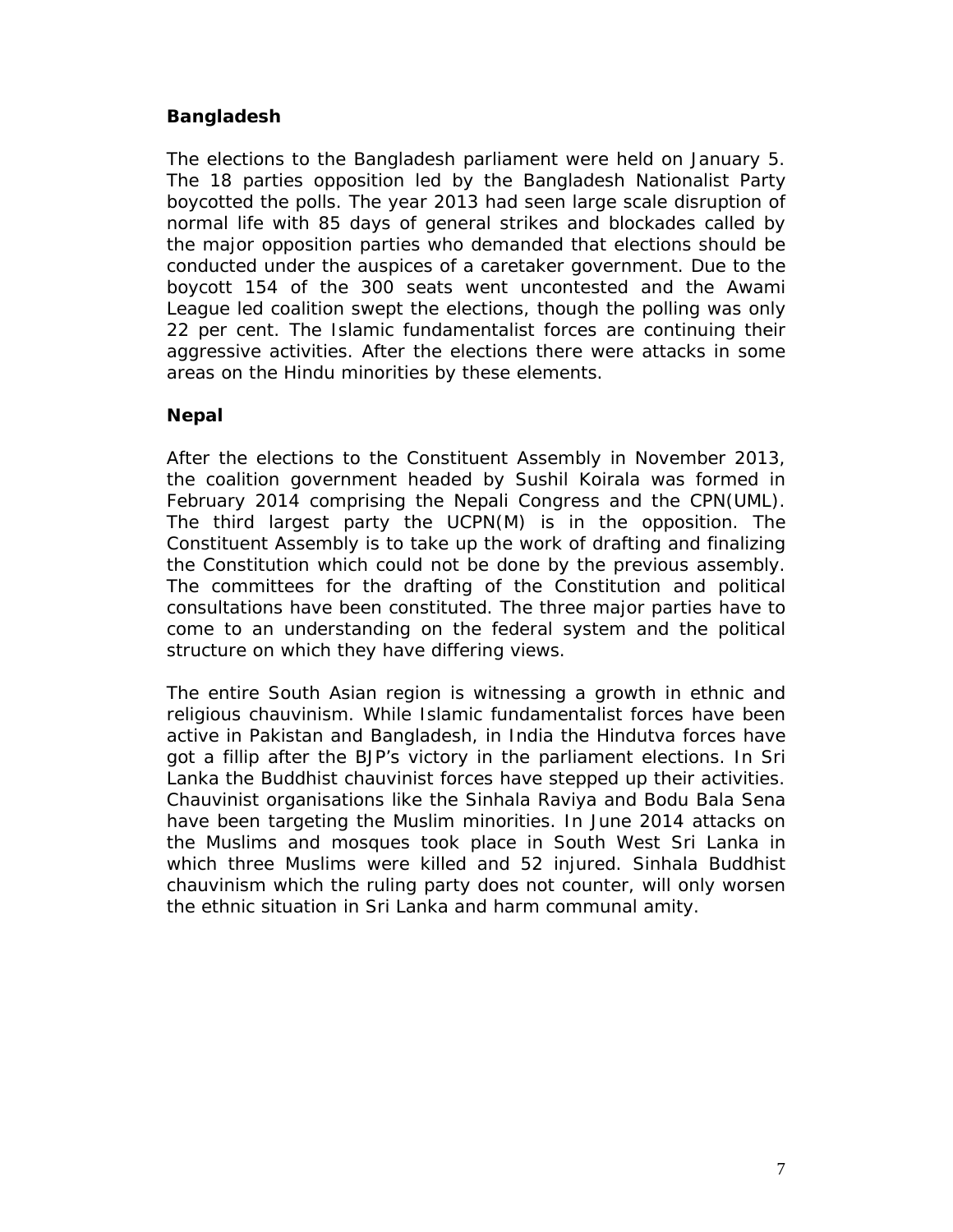## Bangladesh

The elections to the Bangladesh parliament were held on January 5. The 18 parties opposition led by the Bangladesh Nationalist Party boycotted the polls. The year 2013 had seen large scale disruption of normal life with 85 days of general strikes and blockades called by the major opposition parties who demanded that elections should be conducted under the auspices of a caretaker government. Due to the boycott 154 of the 300 seats went uncontested and the Awami League led coalition swept the elections, though the polling was only 22 per cent. The Islamic fundamentalist forces are continuing their aggressive activities. After the elections there were attacks in some areas on the Hindu minorities by these elements.

## Nepal

After the elections to the Constituent Assembly in November 2013, the coalition government headed by Sushil Koirala was formed in February 2014 comprising the Nepali Congress and the CPN(UML). The third largest party the UCPN(M) is in the opposition. The Constituent Assembly is to take up the work of drafting and finalizing the Constitution which could not be done by the previous assembly. The committees for the drafting of the Constitution and political consultations have been constituted. The three major parties have to come to an understanding on the federal system and the political structure on which they have differing views.

The entire South Asian region is witnessing a growth in ethnic and religious chauvinism. While Islamic fundamentalist forces have been active in Pakistan and Bangladesh, in India the Hindutva forces have got a fillip after the BJP's victory in the parliament elections. In Sri Lanka the Buddhist chauvinist forces have stepped up their activities. Chauvinist organisations like the Sinhala Raviya and Bodu Bala Sena have been targeting the Muslim minorities. In June 2014 attacks on the Muslims and mosques took place in South West Sri Lanka in which three Muslims were killed and 52 injured. Sinhala Buddhist chauvinism which the ruling party does not counter, will only worsen the ethnic situation in Sri Lanka and harm communal amity.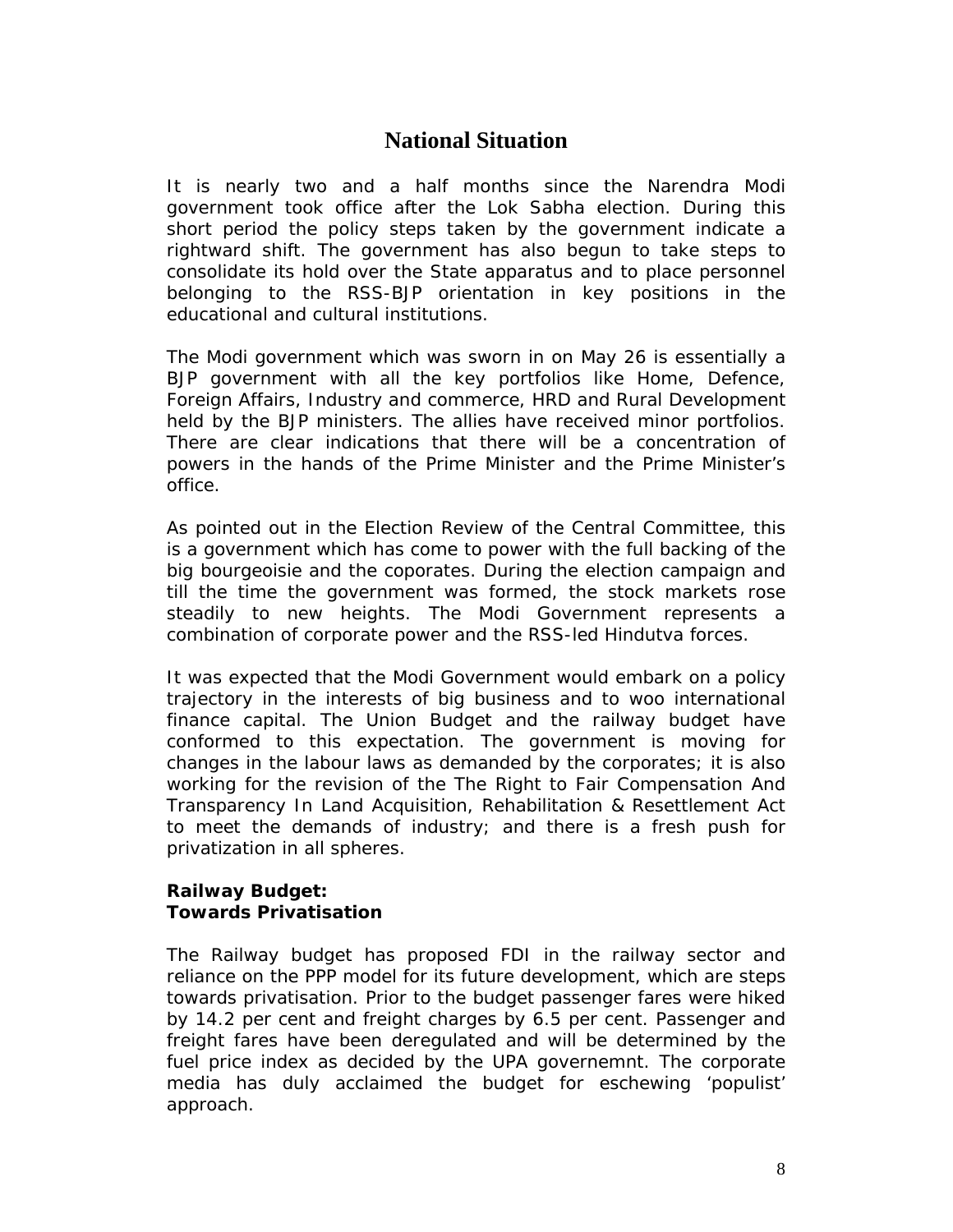## National Situation

It is nearly two and a half months since the Narendra Modi government took office after the Lok Sabha election. During this short period the policy steps taken by the government indicate a rightward shift. The government has also begun to take steps to consolidate its hold over the State apparatus and to place personnel belonging to the RSS-BJP orientation in key positions in the educational and cultural institutions.

The Modi government which was sworn in on May 26 is essentially a BJP government with all the key portfolios like Home, Defence, Foreign Affairs, Industry and commerce, HRD and Rural Development held by the BJP ministers. The allies have received minor portfolios. There are clear indications that there will be a concentration of powers in the hands of the Prime Minister and the Prime Minister's office.

As pointed out in the Election Review of the Central Committee, this is a government which has come to power with the full backing of the big bourgeoisie and the coporates. During the election campaign and till the time the government was formed, the stock markets rose steadily to new heights. The Modi Government represents a combination of corporate power and the RSS-led Hindutva forces.

It was expected that the Modi Government would embark on a policy trajectory in the interests of big business and to woo international finance capital. The Union Budget and the railway budget have conformed to this expectation. The government is moving for changes in the labour laws as demanded by the corporates; it is also working for the revision of the The Right to Fair Compensation And Transparency In Land Acquisition, Rehabilitation & Resettlement Act to meet the demands of industry; and there is a fresh push for privatization in all spheres.

**Railway Budget:**
**Towards Privatisation**

The Railway budget has proposed FDI in the railway sector and reliance on the PPP model for its future development, which are steps towards privatisation. Prior to the budget passenger fares were hiked by 14.2 per cent and freight charges by 6.5 per cent. Passenger and freight fares have been deregulated and will be determined by the fuel price index as decided by the UPA governemnt. The corporate media has duly acclaimed the budget for eschewing 'populist' approach.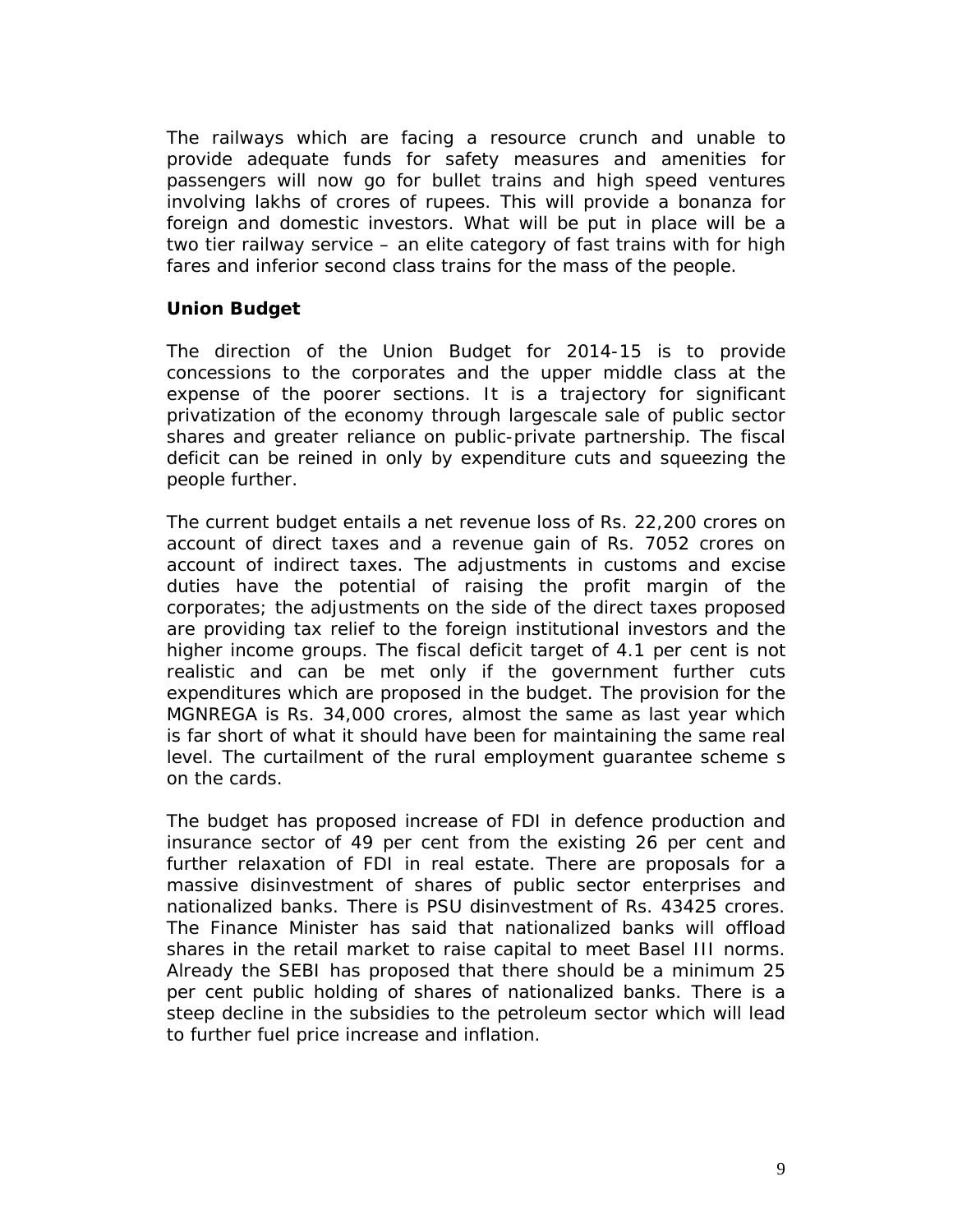The railways which are facing a resource crunch and unable to provide adequate funds for safety measures and amenities for passengers will now go for bullet trains and high speed ventures involving lakhs of crores of rupees. This will provide a bonanza for foreign and domestic investors. What will be put in place will be a two tier railway service – an elite category of fast trains with for high fares and inferior second class trains for the mass of the people.

**Union Budget**

The direction of the Union Budget for 2014-15 is to provide concessions to the corporates and the upper middle class at the expense of the poorer sections. It is a trajectory for significant privatization of the economy through largescale sale of public sector shares and greater reliance on public-private partnership. The fiscal deficit can be reined in only by expenditure cuts and squeezing the people further.

The current budget entails a net revenue loss of Rs. 22,200 crores on account of direct taxes and a revenue gain of Rs. 7052 crores on account of indirect taxes. The adjustments in customs and excise duties have the potential of raising the profit margin of the corporates; the adjustments on the side of the direct taxes proposed are providing tax relief to the foreign institutional investors and the higher income groups. The fiscal deficit target of 4.1 per cent is not realistic and can be met only if the government further cuts expenditures which are proposed in the budget. The provision for the MGNREGA is Rs. 34,000 crores, almost the same as last year which is far short of what it should have been for maintaining the same real level. The curtailment of the rural employment guarantee scheme s on the cards.

The budget has proposed increase of FDI in defence production and insurance sector of 49 per cent from the existing 26 per cent and further relaxation of FDI in real estate. There are proposals for a massive disinvestment of shares of public sector enterprises and nationalized banks. There is PSU disinvestment of Rs. 43425 crores. The Finance Minister has said that nationalized banks will offload shares in the retail market to raise capital to meet Basel III norms. Already the SEBI has proposed that there should be a minimum 25 per cent public holding of shares of nationalized banks. There is a steep decline in the subsidies to the petroleum sector which will lead to further fuel price increase and inflation.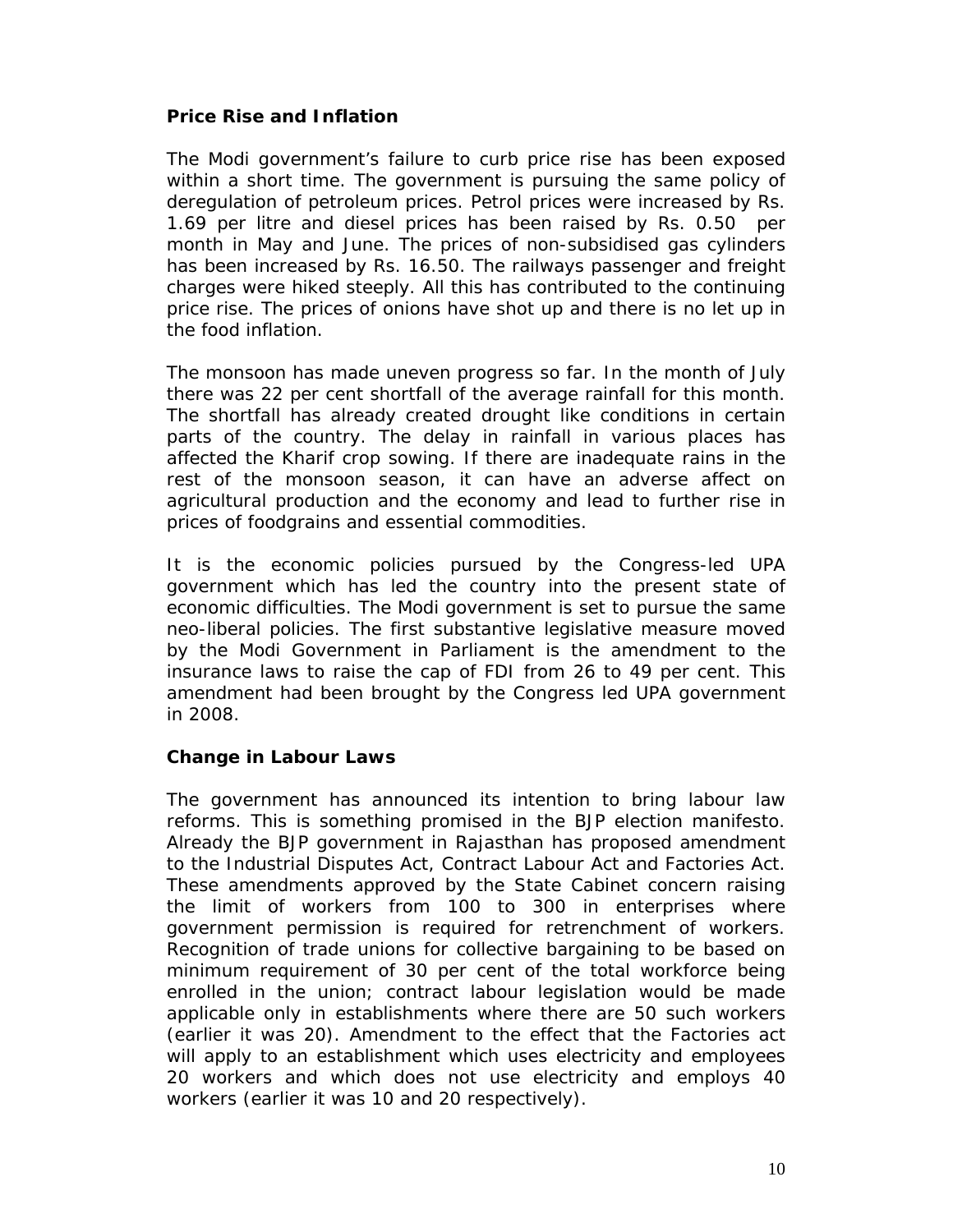**Price Rise and Inflation**

The Modi government's failure to curb price rise has been exposed within a short time. The government is pursuing the same policy of deregulation of petroleum prices. Petrol prices were increased by Rs. 1.69 per litre and diesel prices has been raised by Rs. 0.50 per month in May and June. The prices of non-subsidised gas cylinders has been increased by Rs. 16.50. The railways passenger and freight charges were hiked steeply. All this has contributed to the continuing price rise. The prices of onions have shot up and there is no let up in the food inflation.

The monsoon has made uneven progress so far. In the month of July there was 22 per cent shortfall of the average rainfall for this month. The shortfall has already created drought like conditions in certain parts of the country. The delay in rainfall in various places has affected the Kharif crop sowing. If there are inadequate rains in the rest of the monsoon season, it can have an adverse affect on agricultural production and the economy and lead to further rise in prices of foodgrains and essential commodities.

It is the economic policies pursued by the Congress-led UPA government which has led the country into the present state of economic difficulties. The Modi government is set to pursue the same neo-liberal policies. The first substantive legislative measure moved by the Modi Government in Parliament is the amendment to the insurance laws to raise the cap of FDI from 26 to 49 per cent. This amendment had been brought by the Congress led UPA government in 2008.

**Change in Labour Laws**

The government has announced its intention to bring labour law reforms. This is something promised in the BJP election manifesto. Already the BJP government in Rajasthan has proposed amendment to the Industrial Disputes Act, Contract Labour Act and Factories Act. These amendments approved by the State Cabinet concern raising the limit of workers from 100 to 300 in enterprises where government permission is required for retrenchment of workers. Recognition of trade unions for collective bargaining to be based on minimum requirement of 30 per cent of the total workforce being enrolled in the union; contract labour legislation would be made applicable only in establishments where there are 50 such workers (earlier it was 20). Amendment to the effect that the Factories act will apply to an establishment which uses electricity and employees 20 workers and which does not use electricity and employs 40 workers (earlier it was 10 and 20 respectively).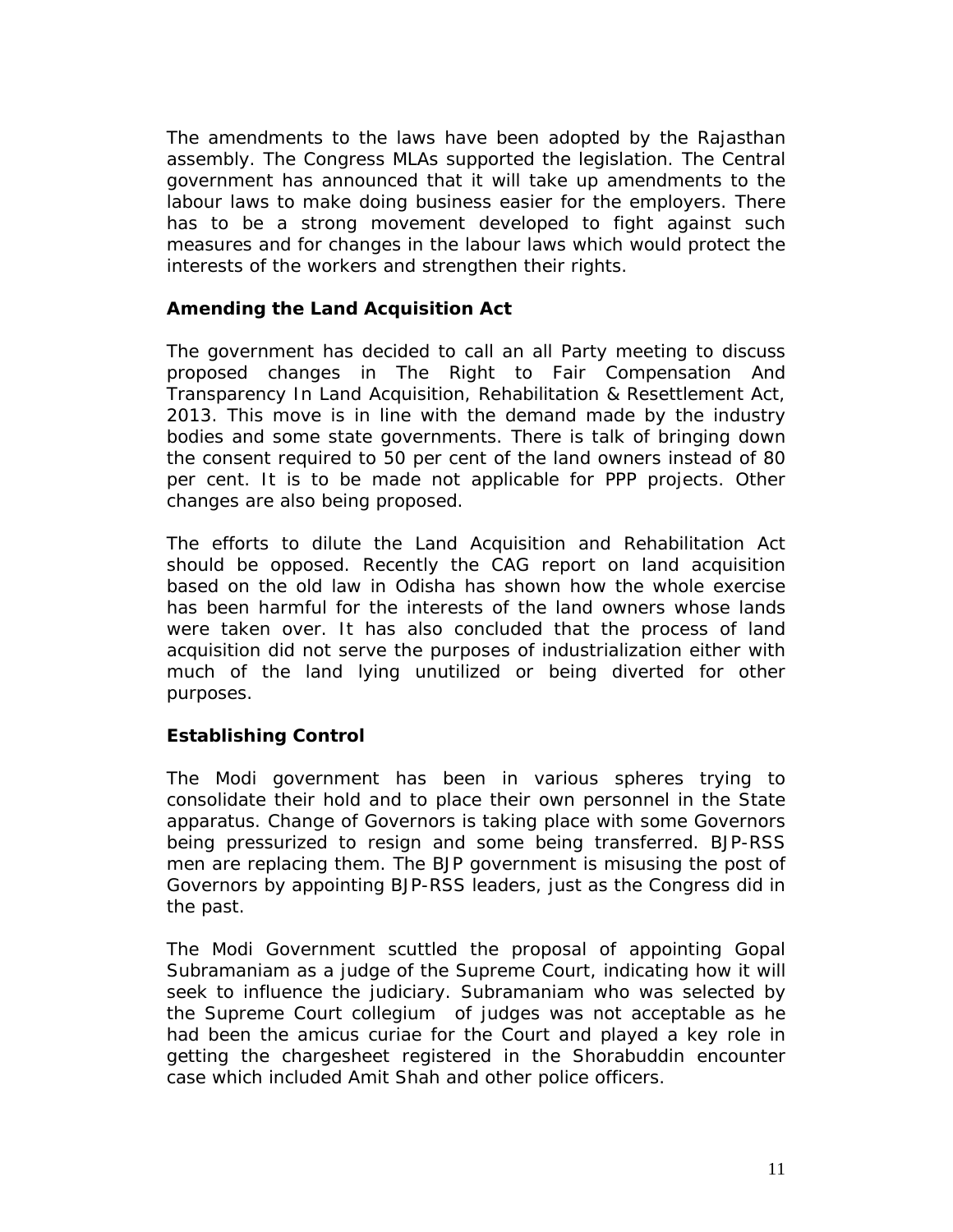The amendments to the laws have been adopted by the Rajasthan assembly. The Congress MLAs supported the legislation. The Central government has announced that it will take up amendments to the labour laws to make doing business easier for the employers. There has to be a strong movement developed to fight against such measures and for changes in the labour laws which would protect the interests of the workers and strengthen their rights.

**Amending the Land Acquisition Act**

The government has decided to call an all Party meeting to discuss proposed changes in The Right to Fair Compensation And Transparency In Land Acquisition, Rehabilitation & Resettlement Act, 2013. This move is in line with the demand made by the industry bodies and some state governments. There is talk of bringing down the consent required to 50 per cent of the land owners instead of 80 per cent. It is to be made not applicable for PPP projects. Other changes are also being proposed.

The efforts to dilute the Land Acquisition and Rehabilitation Act should be opposed. Recently the CAG report on land acquisition based on the old law in Odisha has shown how the whole exercise has been harmful for the interests of the land owners whose lands were taken over. It has also concluded that the process of land acquisition did not serve the purposes of industrialization either with much of the land lying unutilized or being diverted for other purposes.

**Establishing Control**

The Modi government has been in various spheres trying to consolidate their hold and to place their own personnel in the State apparatus. Change of Governors is taking place with some Governors being pressurized to resign and some being transferred. BJP-RSS men are replacing them. The BJP government is misusing the post of Governors by appointing BJP-RSS leaders, just as the Congress did in the past.

The Modi Government scuttled the proposal of appointing Gopal Subramaniam as a judge of the Supreme Court, indicating how it will seek to influence the judiciary. Subramaniam who was selected by the Supreme Court collegium of judges was not acceptable as he had been the amicus curiae for the Court and played a key role in getting the chargesheet registered in the Shorabuddin encounter case which included Amit Shah and other police officers.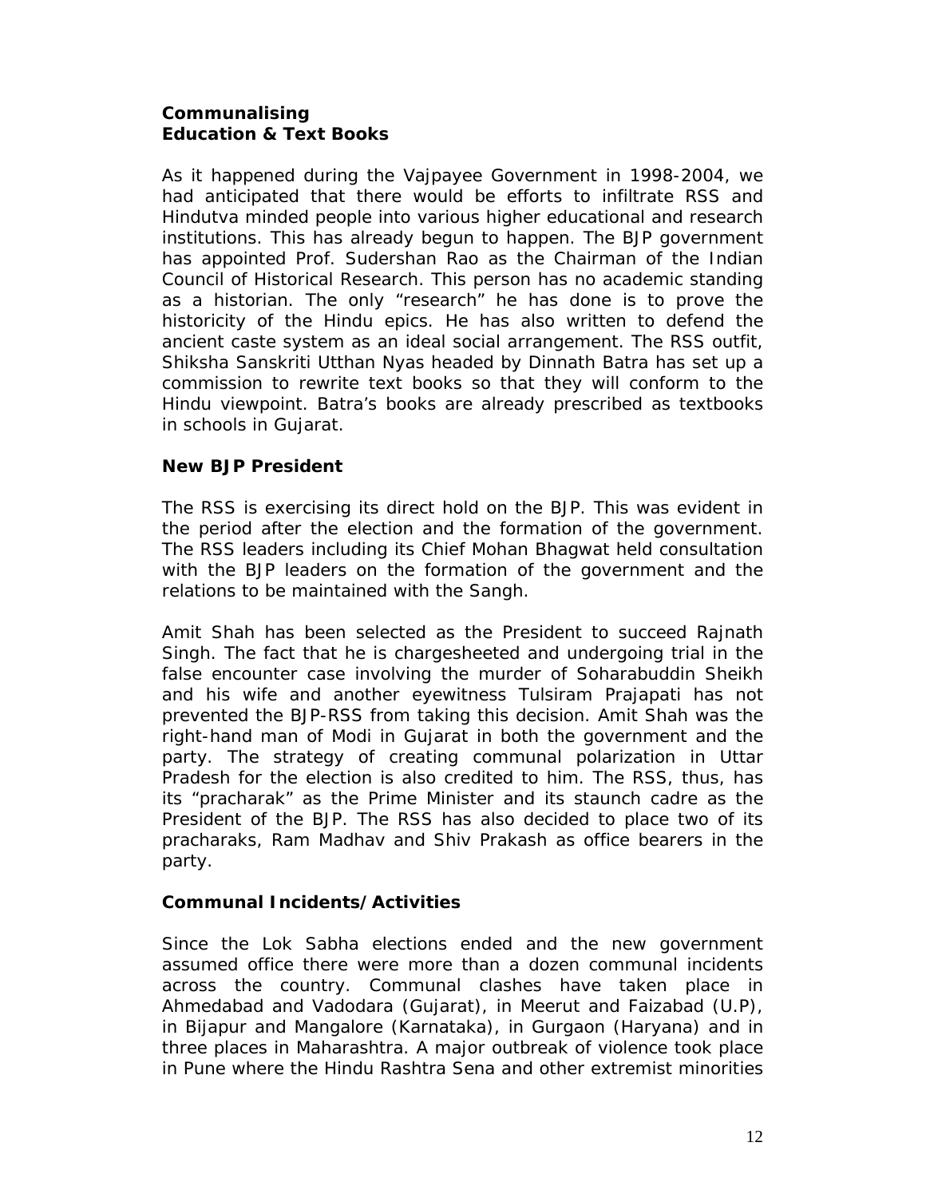## Communalising Education & Text Books

As it happened during the Vajpayee Government in 1998-2004, we had anticipated that there would be efforts to infiltrate RSS and Hindutva minded people into various higher educational and research institutions. This has already begun to happen. The BJP government has appointed Prof. Sudershan Rao as the Chairman of the Indian Council of Historical Research. This person has no academic standing as a historian. The only "research" he has done is to prove the historicity of the Hindu epics. He has also written to defend the ancient caste system as an ideal social arrangement. The RSS outfit, Shiksha Sanskriti Utthan Nyas headed by Dinnath Batra has set up a commission to rewrite text books so that they will conform to the Hindu viewpoint. Batra's books are already prescribed as textbooks in schools in Gujarat.

## New BJP President

The RSS is exercising its direct hold on the BJP. This was evident in the period after the election and the formation of the government. The RSS leaders including its Chief Mohan Bhagwat held consultation with the BJP leaders on the formation of the government and the relations to be maintained with the Sangh.

Amit Shah has been selected as the President to succeed Rajnath Singh. The fact that he is chargesheeted and undergoing trial in the false encounter case involving the murder of Soharabuddin Sheikh and his wife and another eyewitness Tulsiram Prajapati has not prevented the BJP-RSS from taking this decision. Amit Shah was the right-hand man of Modi in Gujarat in both the government and the party. The strategy of creating communal polarization in Uttar Pradesh for the election is also credited to him. The RSS, thus, has its "pracharak" as the Prime Minister and its staunch cadre as the President of the BJP. The RSS has also decided to place two of its pracharaks, Ram Madhav and Shiv Prakash as office bearers in the party.

## Communal Incidents/Activities

Since the Lok Sabha elections ended and the new government assumed office there were more than a dozen communal incidents across the country. Communal clashes have taken place in Ahmedabad and Vadodara (Gujarat), in Meerut and Faizabad (U.P), in Bijapur and Mangalore (Karnataka), in Gurgaon (Haryana) and in three places in Maharashtra. A major outbreak of violence took place in Pune where the Hindu Rashtra Sena and other extremist minorities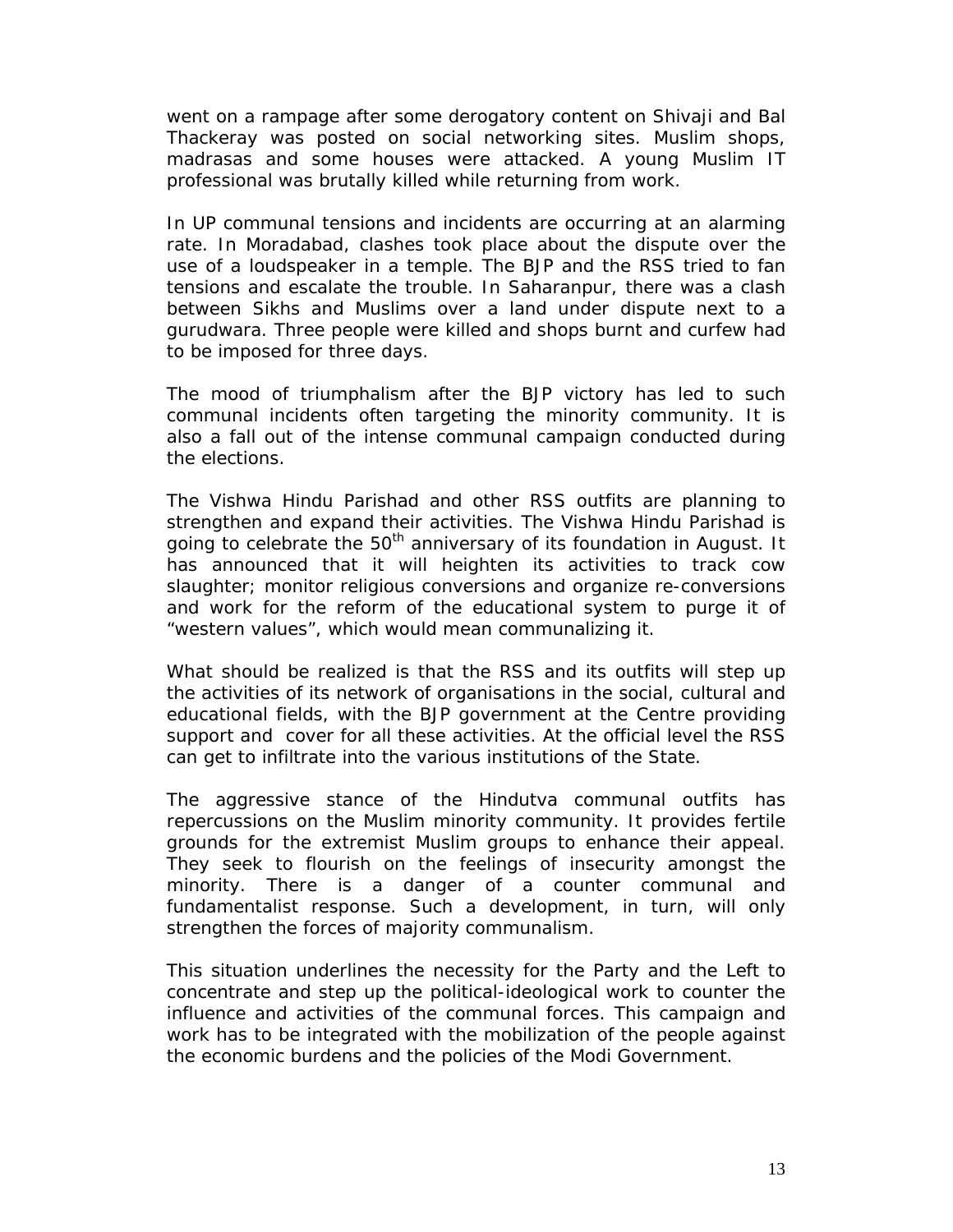went on a rampage after some derogatory content on Shivaji and Bal Thackeray was posted on social networking sites. Muslim shops, madrasas and some houses were attacked. A young Muslim IT professional was brutally killed while returning from work.

In UP communal tensions and incidents are occurring at an alarming rate. In Moradabad, clashes took place about the dispute over the use of a loudspeaker in a temple. The BJP and the RSS tried to fan tensions and escalate the trouble. In Saharanpur, there was a clash between Sikhs and Muslims over a land under dispute next to a gurudwara. Three people were killed and shops burnt and curfew had to be imposed for three days.

The mood of triumphalism after the BJP victory has led to such communal incidents often targeting the minority community. It is also a fall out of the intense communal campaign conducted during the elections.

The Vishwa Hindu Parishad and other RSS outfits are planning to strengthen and expand their activities. The Vishwa Hindu Parishad is going to celebrate the 50th anniversary of its foundation in August. It has announced that it will heighten its activities to track cow slaughter; monitor religious conversions and organize re-conversions and work for the reform of the educational system to purge it of "western values", which would mean communalizing it.

What should be realized is that the RSS and its outfits will step up the activities of its network of organisations in the social, cultural and educational fields, with the BJP government at the Centre providing support and cover for all these activities. At the official level the RSS can get to infiltrate into the various institutions of the State.

The aggressive stance of the Hindutva communal outfits has repercussions on the Muslim minority community. It provides fertile grounds for the extremist Muslim groups to enhance their appeal. They seek to flourish on the feelings of insecurity amongst the minority. There is a danger of a counter communal and fundamentalist response. Such a development, in turn, will only strengthen the forces of majority communalism.

This situation underlines the necessity for the Party and the Left to concentrate and step up the political-ideological work to counter the influence and activities of the communal forces. This campaign and work has to be integrated with the mobilization of the people against the economic burdens and the policies of the Modi Government.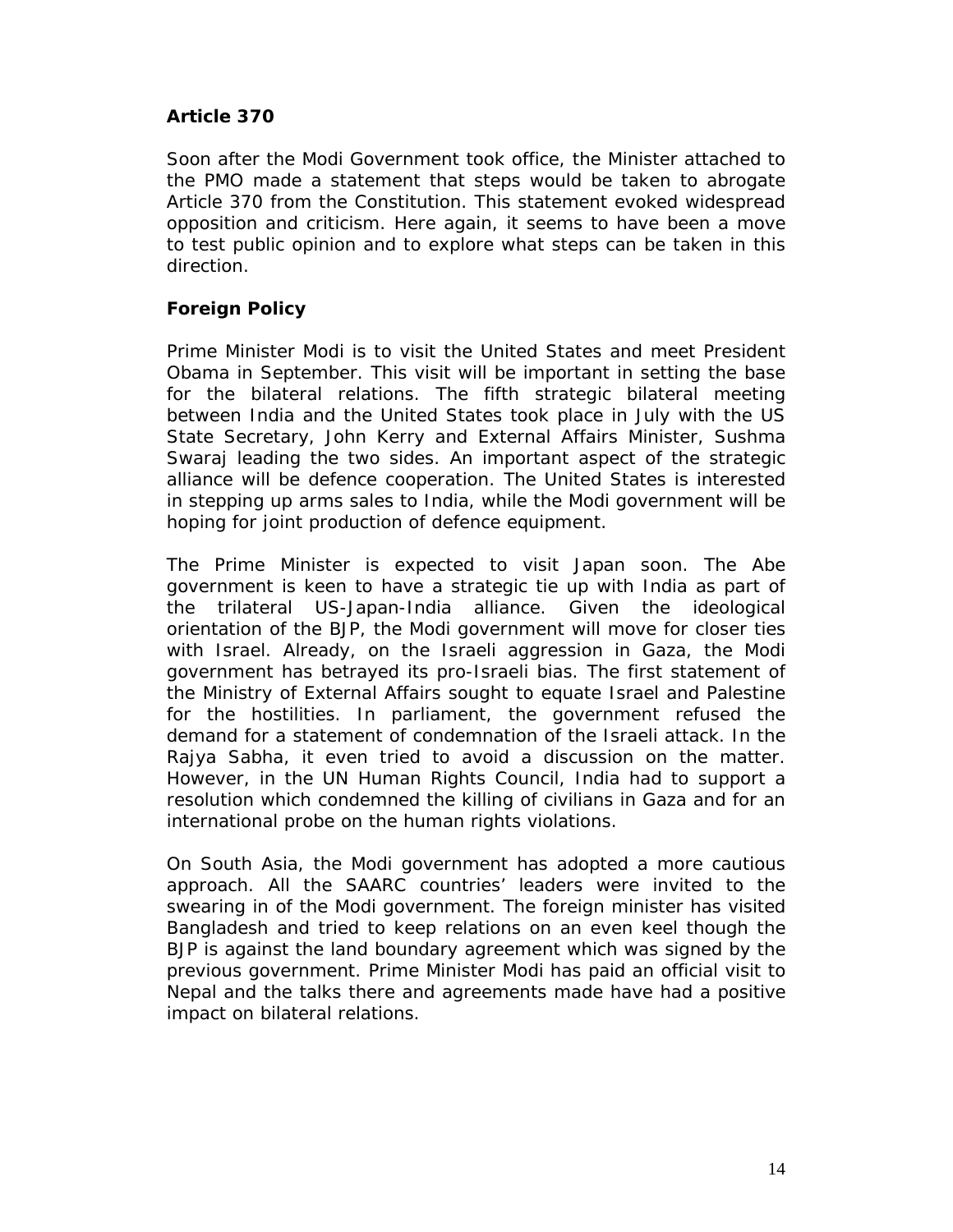## Article 370

Soon after the Modi Government took office, the Minister attached to the PMO made a statement that steps would be taken to abrogate Article 370 from the Constitution. This statement evoked widespread opposition and criticism. Here again, it seems to have been a move to test public opinion and to explore what steps can be taken in this direction.

## Foreign Policy

Prime Minister Modi is to visit the United States and meet President Obama in September. This visit will be important in setting the base for the bilateral relations. The fifth strategic bilateral meeting between India and the United States took place in July with the US State Secretary, John Kerry and External Affairs Minister, Sushma Swaraj leading the two sides. An important aspect of the strategic alliance will be defence cooperation. The United States is interested in stepping up arms sales to India, while the Modi government will be hoping for joint production of defence equipment.

The Prime Minister is expected to visit Japan soon. The Abe government is keen to have a strategic tie up with India as part of the trilateral US-Japan-India alliance. Given the ideological orientation of the BJP, the Modi government will move for closer ties with Israel. Already, on the Israeli aggression in Gaza, the Modi government has betrayed its pro-Israeli bias. The first statement of the Ministry of External Affairs sought to equate Israel and Palestine for the hostilities. In parliament, the government refused the demand for a statement of condemnation of the Israeli attack. In the Rajya Sabha, it even tried to avoid a discussion on the matter. However, in the UN Human Rights Council, India had to support a resolution which condemned the killing of civilians in Gaza and for an international probe on the human rights violations.

On South Asia, the Modi government has adopted a more cautious approach. All the SAARC countries' leaders were invited to the swearing in of the Modi government. The foreign minister has visited Bangladesh and tried to keep relations on an even keel though the BJP is against the land boundary agreement which was signed by the previous government. Prime Minister Modi has paid an official visit to Nepal and the talks there and agreements made have had a positive impact on bilateral relations.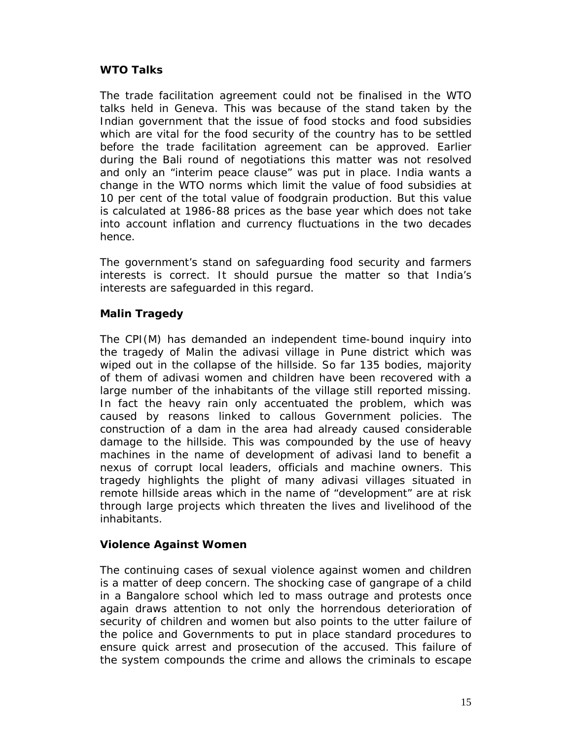### WTO Talks

The trade facilitation agreement could not be finalised in the WTO talks held in Geneva. This was because of the stand taken by the Indian government that the issue of food stocks and food subsidies which are vital for the food security of the country has to be settled before the trade facilitation agreement can be approved. Earlier during the Bali round of negotiations this matter was not resolved and only an "interim peace clause" was put in place. India wants a change in the WTO norms which limit the value of food subsidies at 10 per cent of the total value of foodgrain production. But this value is calculated at 1986-88 prices as the base year which does not take into account inflation and currency fluctuations in the two decades hence.

The government's stand on safeguarding food security and farmers interests is correct. It should pursue the matter so that India's interests are safeguarded in this regard.

### Malin Tragedy

The CPI(M) has demanded an independent time-bound inquiry into the tragedy of Malin the adivasi village in Pune district which was wiped out in the collapse of the hillside. So far 135 bodies, majority of them of adivasi women and children have been recovered with a large number of the inhabitants of the village still reported missing. In fact the heavy rain only accentuated the problem, which was caused by reasons linked to callous Government policies. The construction of a dam in the area had already caused considerable damage to the hillside. This was compounded by the use of heavy machines in the name of development of adivasi land to benefit a nexus of corrupt local leaders, officials and machine owners. This tragedy highlights the plight of many adivasi villages situated in remote hillside areas which in the name of "development" are at risk through large projects which threaten the lives and livelihood of the inhabitants.

### Violence Against Women

The continuing cases of sexual violence against women and children is a matter of deep concern. The shocking case of gangrape of a child in a Bangalore school which led to mass outrage and protests once again draws attention to not only the horrendous deterioration of security of children and women but also points to the utter failure of the police and Governments to put in place standard procedures to ensure quick arrest and prosecution of the accused. This failure of the system compounds the crime and allows the criminals to escape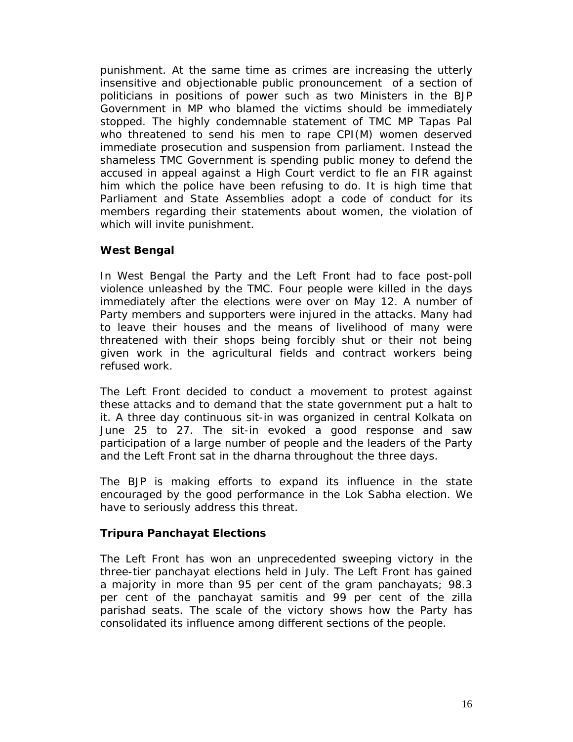punishment. At the same time as crimes are increasing the utterly insensitive and objectionable public pronouncement of a section of politicians in positions of power such as two Ministers in the BJP Government in MP who blamed the victims should be immediately stopped. The highly condemnable statement of TMC MP Tapas Pal who threatened to send his men to rape CPI(M) women deserved immediate prosecution and suspension from parliament. Instead the shameless TMC Government is spending public money to defend the accused in appeal against a High Court verdict to fle an FIR against him which the police have been refusing to do. It is high time that Parliament and State Assemblies adopt a code of conduct for its members regarding their statements about women, the violation of which will invite punishment.

**West Bengal**

In West Bengal the Party and the Left Front had to face post-poll violence unleashed by the TMC. Four people were killed in the days immediately after the elections were over on May 12. A number of Party members and supporters were injured in the attacks. Many had to leave their houses and the means of livelihood of many were threatened with their shops being forcibly shut or their not being given work in the agricultural fields and contract workers being refused work.

The Left Front decided to conduct a movement to protest against these attacks and to demand that the state government put a halt to it. A three day continuous sit-in was organized in central Kolkata on June 25 to 27. The sit-in evoked a good response and saw participation of a large number of people and the leaders of the Party and the Left Front sat in the dharna throughout the three days.

The BJP is making efforts to expand its influence in the state encouraged by the good performance in the Lok Sabha election. We have to seriously address this threat.

**Tripura Panchayat Elections**

The Left Front has won an unprecedented sweeping victory in the three-tier panchayat elections held in July. The Left Front has gained a majority in more than 95 per cent of the gram panchayats; 98.3 per cent of the panchayat samitis and 99 per cent of the zilla parishad seats. The scale of the victory shows how the Party has consolidated its influence among different sections of the people.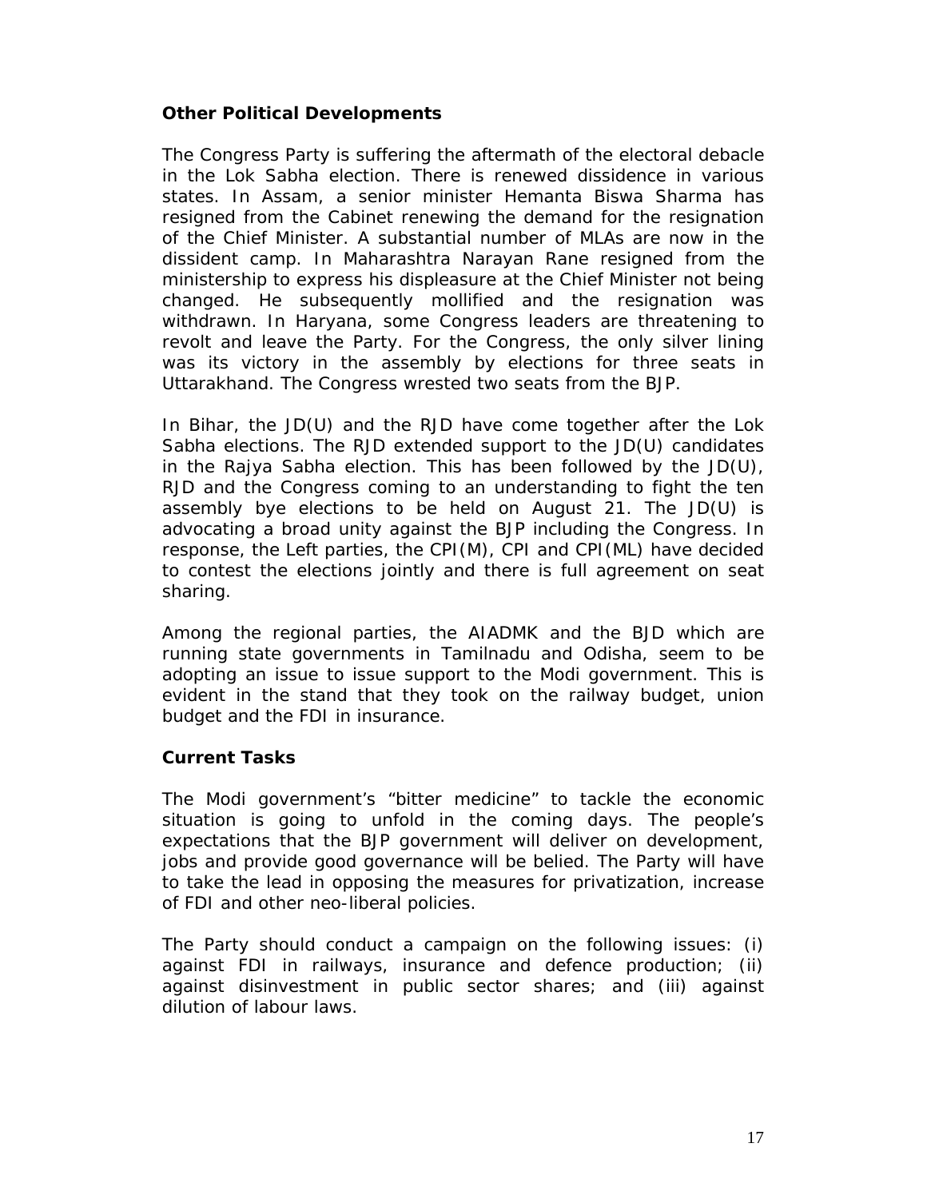**Other Political Developments**

The Congress Party is suffering the aftermath of the electoral debacle in the Lok Sabha election. There is renewed dissidence in various states. In Assam, a senior minister Hemanta Biswa Sharma has resigned from the Cabinet renewing the demand for the resignation of the Chief Minister. A substantial number of MLAs are now in the dissident camp. In Maharashtra Narayan Rane resigned from the ministership to express his displeasure at the Chief Minister not being changed. He subsequently mollified and the resignation was withdrawn. In Haryana, some Congress leaders are threatening to revolt and leave the Party. For the Congress, the only silver lining was its victory in the assembly by elections for three seats in Uttarakhand. The Congress wrested two seats from the BJP.

In Bihar, the JD(U) and the RJD have come together after the Lok Sabha elections. The RJD extended support to the JD(U) candidates in the Rajya Sabha election. This has been followed by the JD(U), RJD and the Congress coming to an understanding to fight the ten assembly bye elections to be held on August 21. The JD(U) is advocating a broad unity against the BJP including the Congress. In response, the Left parties, the CPI(M), CPI and CPI(ML) have decided to contest the elections jointly and there is full agreement on seat sharing.

Among the regional parties, the AIADMK and the BJD which are running state governments in Tamilnadu and Odisha, seem to be adopting an issue to issue support to the Modi government. This is evident in the stand that they took on the railway budget, union budget and the FDI in insurance.

**Current Tasks**

The Modi government's "bitter medicine" to tackle the economic situation is going to unfold in the coming days. The people's expectations that the BJP government will deliver on development, jobs and provide good governance will be belied. The Party will have to take the lead in opposing the measures for privatization, increase of FDI and other neo-liberal policies.

The Party should conduct a campaign on the following issues: (i) against FDI in railways, insurance and defence production; (ii) against disinvestment in public sector shares; and (iii) against dilution of labour laws.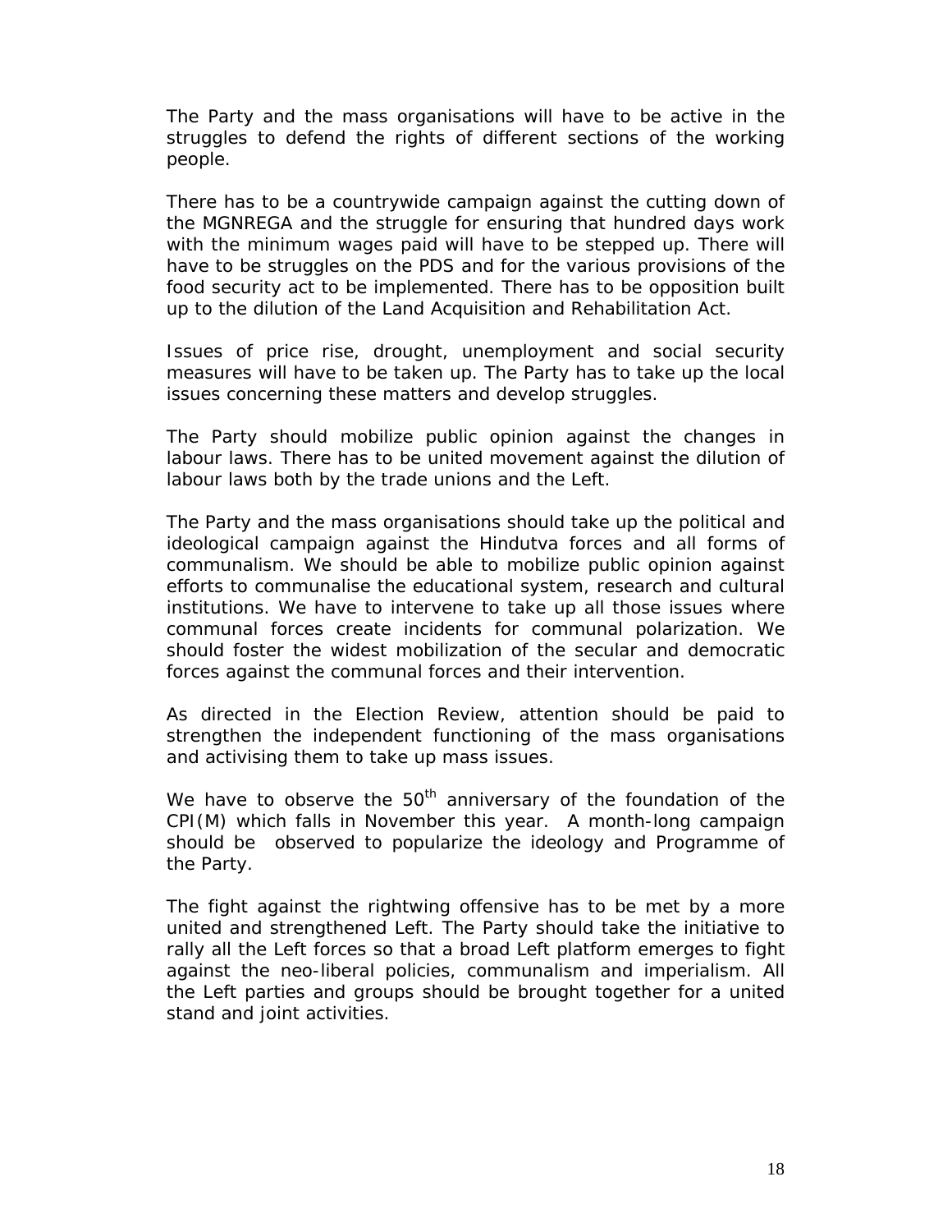The Party and the mass organisations will have to be active in the struggles to defend the rights of different sections of the working people.

There has to be a countrywide campaign against the cutting down of the MGNREGA and the struggle for ensuring that hundred days work with the minimum wages paid will have to be stepped up. There will have to be struggles on the PDS and for the various provisions of the food security act to be implemented. There has to be opposition built up to the dilution of the Land Acquisition and Rehabilitation Act.

Issues of price rise, drought, unemployment and social security measures will have to be taken up. The Party has to take up the local issues concerning these matters and develop struggles.

The Party should mobilize public opinion against the changes in labour laws. There has to be united movement against the dilution of labour laws both by the trade unions and the Left.

The Party and the mass organisations should take up the political and ideological campaign against the Hindutva forces and all forms of communalism. We should be able to mobilize public opinion against efforts to communalise the educational system, research and cultural institutions. We have to intervene to take up all those issues where communal forces create incidents for communal polarization. We should foster the widest mobilization of the secular and democratic forces against the communal forces and their intervention.

As directed in the Election Review, attention should be paid to strengthen the independent functioning of the mass organisations and activising them to take up mass issues.

We have to observe the 50th anniversary of the foundation of the CPI(M) which falls in November this year. A month-long campaign should be observed to popularize the ideology and Programme of the Party.

The fight against the rightwing offensive has to be met by a more united and strengthened Left. The Party should take the initiative to rally all the Left forces so that a broad Left platform emerges to fight against the neo-liberal policies, communalism and imperialism. All the Left parties and groups should be brought together for a united stand and joint activities.